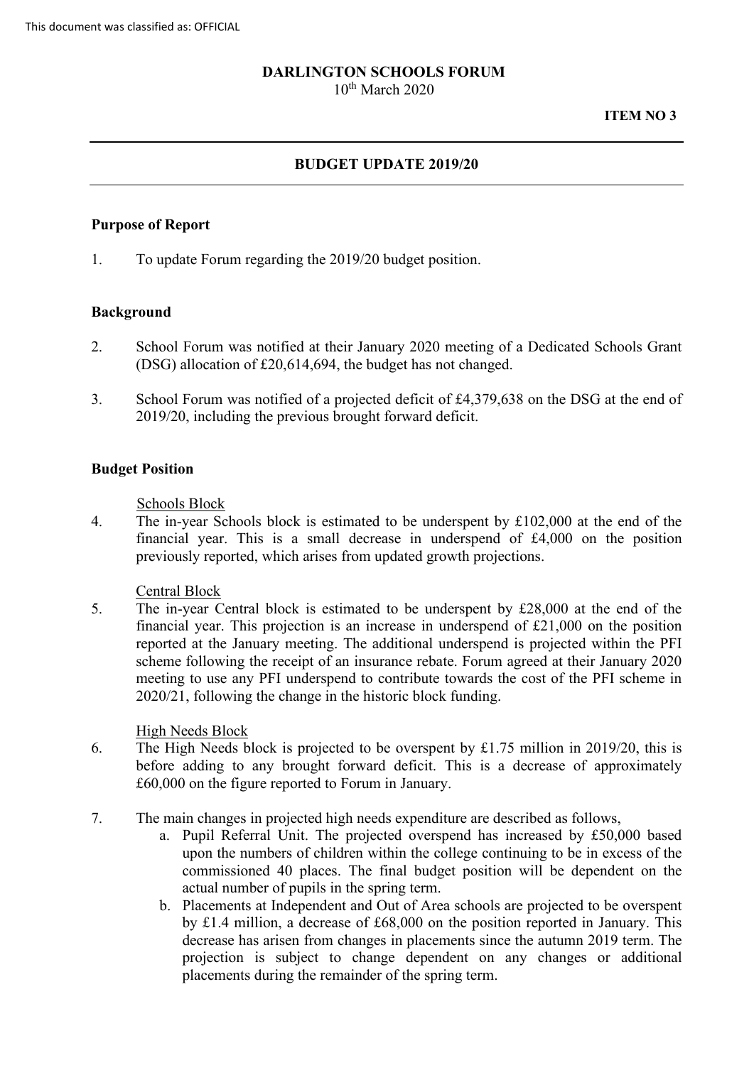This document was classified as: OFFICIAL

**DARLINGTON SCHOOLS FORUM**
10th March 2020

**ITEM NO 3**

---

## BUDGET UPDATE 2019/20

---

### Purpose of Report

1. To update Forum regarding the 2019/20 budget position.

### Background

2. School Forum was notified at their January 2020 meeting of a Dedicated Schools Grant (DSG) allocation of £20,614,694, the budget has not changed.

3. School Forum was notified of a projected deficit of £4,379,638 on the DSG at the end of 2019/20, including the previous brought forward deficit.

### Budget Position

Schools Block

4. The in-year Schools block is estimated to be underspent by £102,000 at the end of the financial year. This is a small decrease in underspend of £4,000 on the position previously reported, which arises from updated growth projections.

Central Block

5. The in-year Central block is estimated to be underspent by £28,000 at the end of the financial year. This projection is an increase in underspend of £21,000 on the position reported at the January meeting. The additional underspend is projected within the PFI scheme following the receipt of an insurance rebate. Forum agreed at their January 2020 meeting to use any PFI underspend to contribute towards the cost of the PFI scheme in 2020/21, following the change in the historic block funding.

High Needs Block

6. The High Needs block is projected to be overspent by £1.75 million in 2019/20, this is before adding to any brought forward deficit. This is a decrease of approximately £60,000 on the figure reported to Forum in January.

7. The main changes in projected high needs expenditure are described as follows,
   a. Pupil Referral Unit. The projected overspend has increased by £50,000 based upon the numbers of children within the college continuing to be in excess of the commissioned 40 places. The final budget position will be dependent on the actual number of pupils in the spring term.
   b. Placements at Independent and Out of Area schools are projected to be overspent by £1.4 million, a decrease of £68,000 on the position reported in January. This decrease has arisen from changes in placements since the autumn 2019 term. The projection is subject to change dependent on any changes or additional placements during the remainder of the spring term.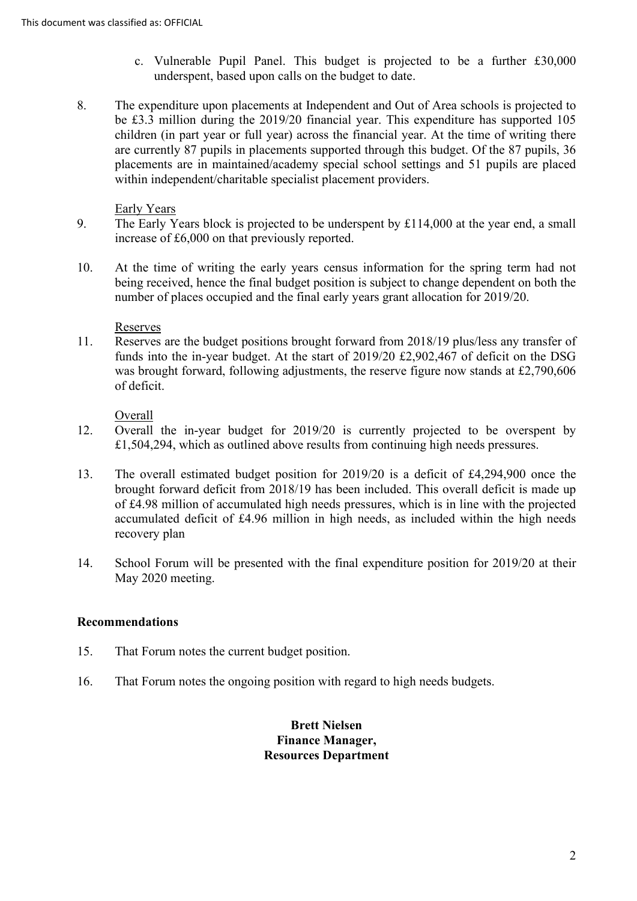c. Vulnerable Pupil Panel. This budget is projected to be a further £30,000 underspent, based upon calls on the budget to date.

8. The expenditure upon placements at Independent and Out of Area schools is projected to be £3.3 million during the 2019/20 financial year. This expenditure has supported 105 children (in part year or full year) across the financial year. At the time of writing there are currently 87 pupils in placements supported through this budget. Of the 87 pupils, 36 placements are in maintained/academy special school settings and 51 pupils are placed within independent/charitable specialist placement providers.

Early Years

9. The Early Years block is projected to be underspent by £114,000 at the year end, a small increase of £6,000 on that previously reported.

10. At the time of writing the early years census information for the spring term had not being received, hence the final budget position is subject to change dependent on both the number of places occupied and the final early years grant allocation for 2019/20.

Reserves

11. Reserves are the budget positions brought forward from 2018/19 plus/less any transfer of funds into the in-year budget. At the start of 2019/20 £2,902,467 of deficit on the DSG was brought forward, following adjustments, the reserve figure now stands at £2,790,606 of deficit.

Overall

12. Overall the in-year budget for 2019/20 is currently projected to be overspent by £1,504,294, which as outlined above results from continuing high needs pressures.

13. The overall estimated budget position for 2019/20 is a deficit of £4,294,900 once the brought forward deficit from 2018/19 has been included. This overall deficit is made up of £4.98 million of accumulated high needs pressures, which is in line with the projected accumulated deficit of £4.96 million in high needs, as included within the high needs recovery plan

14. School Forum will be presented with the final expenditure position for 2019/20 at their May 2020 meeting.

## Recommendations

15. That Forum notes the current budget position.

16. That Forum notes the ongoing position with regard to high needs budgets.

**Brett Nielsen**
**Finance Manager,**
**Resources Department**